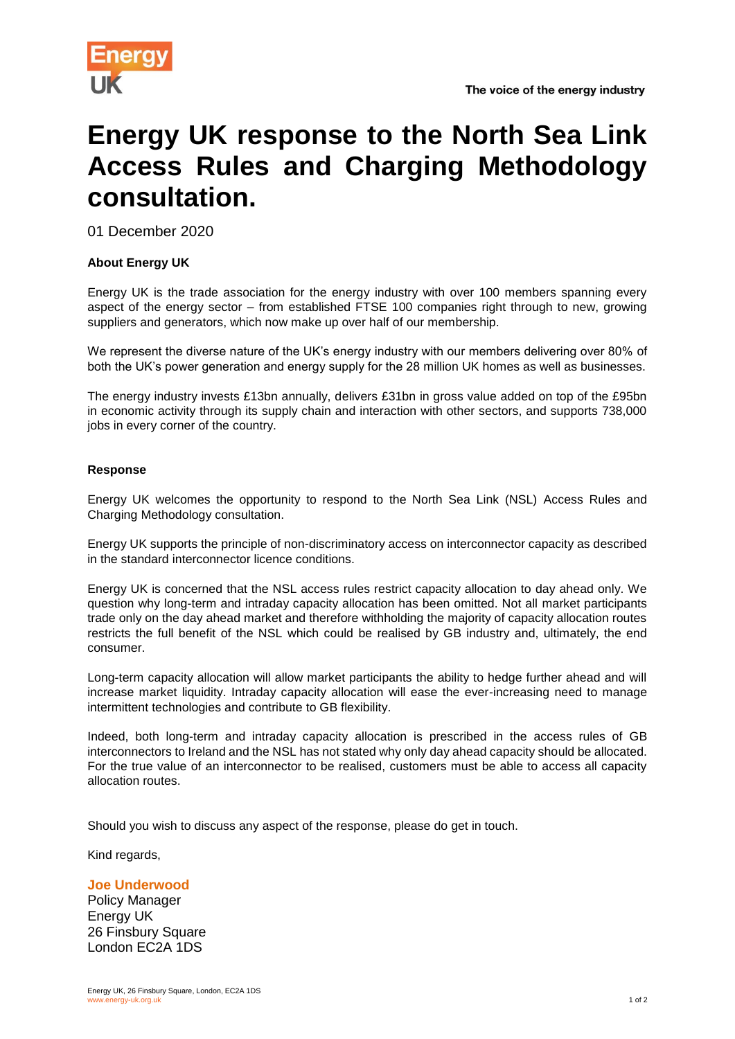# Energy UK response to the North Sea Link Access Rules and Charging Methodology consultation.

01 December 2020

**About Energy UK**

Energy UK is the trade association for the energy industry with over 100 members spanning every aspect of the energy sector – from established FTSE 100 companies right through to new, growing suppliers and generators, which now make up over half of our membership.

We represent the diverse nature of the UK's energy industry with our members delivering over 80% of both the UK's power generation and energy supply for the 28 million UK homes as well as businesses.

The energy industry invests £13bn annually, delivers £31bn in gross value added on top of the £95bn in economic activity through its supply chain and interaction with other sectors, and supports 738,000 jobs in every corner of the country.

**Response**

Energy UK welcomes the opportunity to respond to the North Sea Link (NSL) Access Rules and Charging Methodology consultation.

Energy UK supports the principle of non-discriminatory access on interconnector capacity as described in the standard interconnector licence conditions.

Energy UK is concerned that the NSL access rules restrict capacity allocation to day ahead only. We question why long-term and intraday capacity allocation has been omitted. Not all market participants trade only on the day ahead market and therefore withholding the majority of capacity allocation routes restricts the full benefit of the NSL which could be realised by GB industry and, ultimately, the end consumer.

Long-term capacity allocation will allow market participants the ability to hedge further ahead and will increase market liquidity. Intraday capacity allocation will ease the ever-increasing need to manage intermittent technologies and contribute to GB flexibility.

Indeed, both long-term and intraday capacity allocation is prescribed in the access rules of GB interconnectors to Ireland and the NSL has not stated why only day ahead capacity should be allocated. For the true value of an interconnector to be realised, customers must be able to access all capacity allocation routes.

Should you wish to discuss any aspect of the response, please do get in touch.

Kind regards,

**Joe Underwood**
Policy Manager
Energy UK
26 Finsbury Square
London EC2A 1DS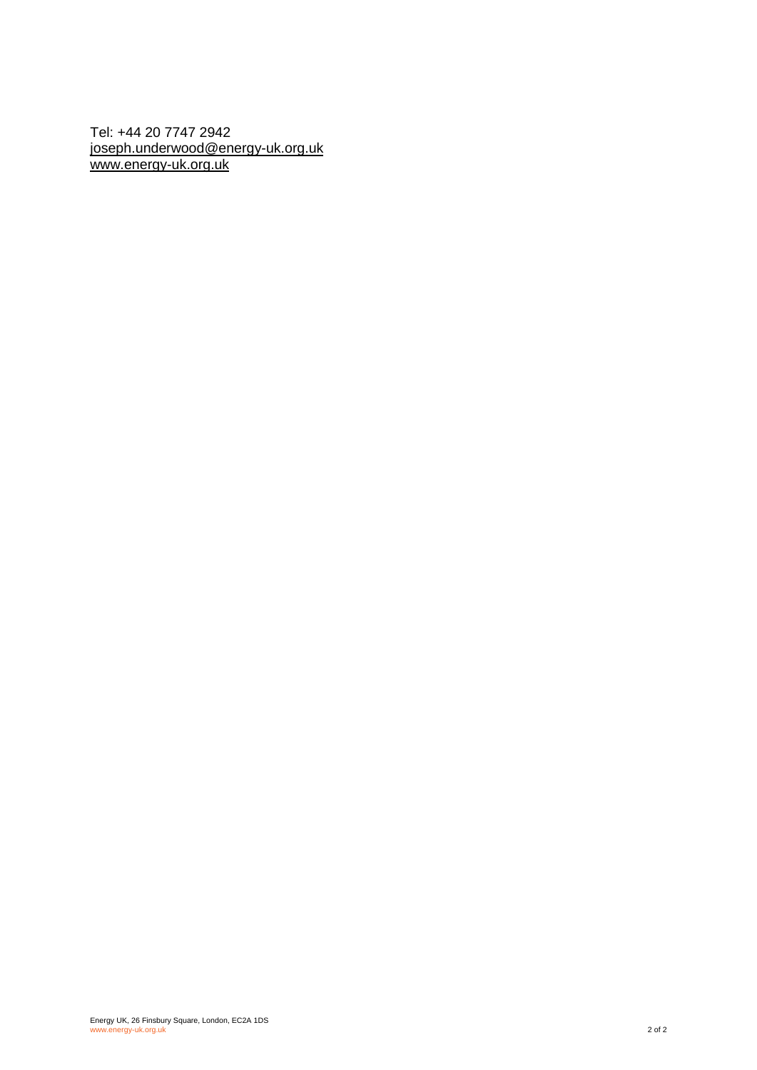Tel: +44 20 7747 2942
joseph.underwood@energy-uk.org.uk
www.energy-uk.org.uk